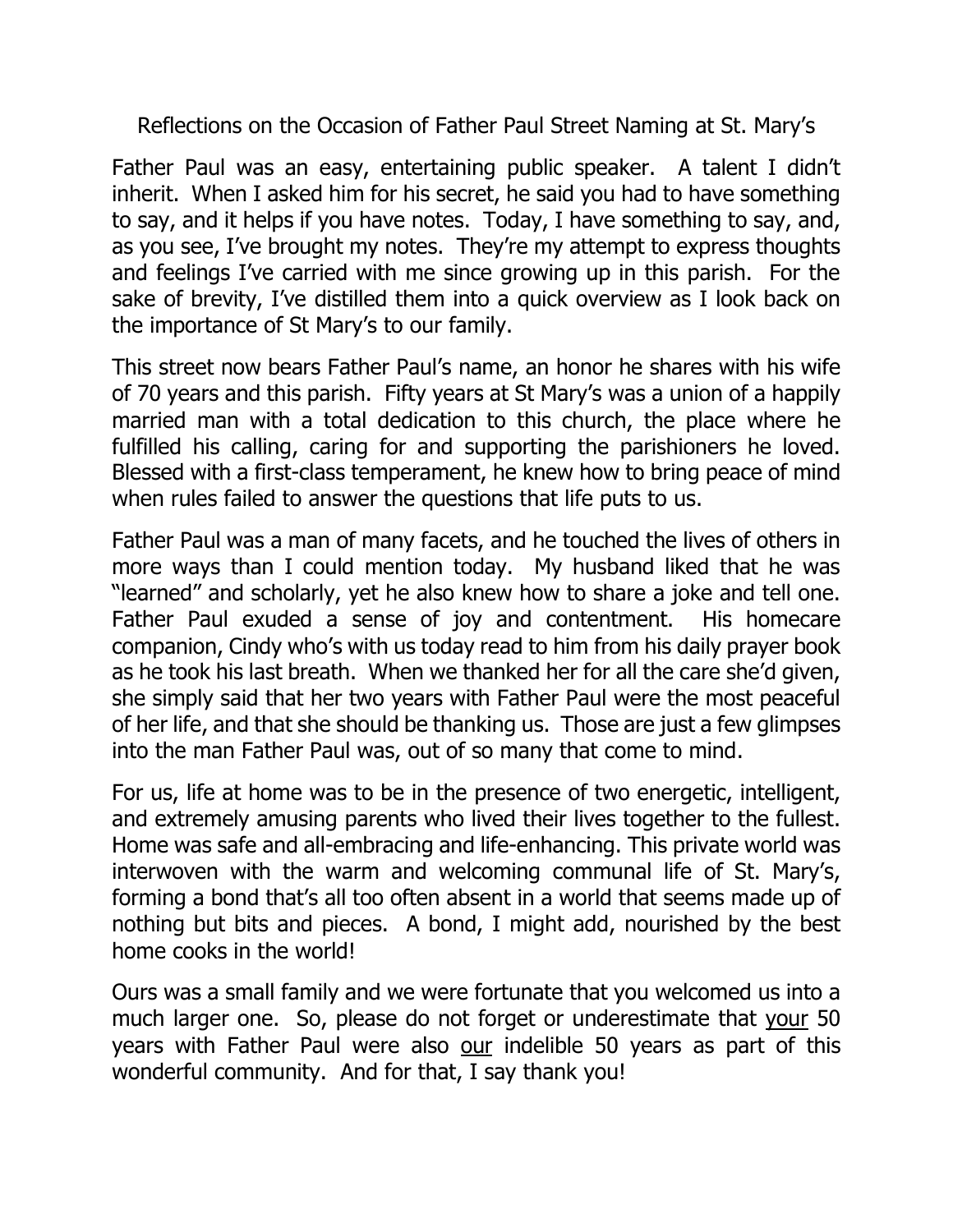# Reflections on the Occasion of Father Paul Street Naming at St. Mary's

Father Paul was an easy, entertaining public speaker. A talent I didn't inherit. When I asked him for his secret, he said you had to have something to say, and it helps if you have notes. Today, I have something to say, and, as you see, I've brought my notes. They're my attempt to express thoughts and feelings I've carried with me since growing up in this parish. For the sake of brevity, I've distilled them into a quick overview as I look back on the importance of St Mary's to our family.

This street now bears Father Paul's name, an honor he shares with his wife of 70 years and this parish. Fifty years at St Mary's was a union of a happily married man with a total dedication to this church, the place where he fulfilled his calling, caring for and supporting the parishioners he loved. Blessed with a first-class temperament, he knew how to bring peace of mind when rules failed to answer the questions that life puts to us.

Father Paul was a man of many facets, and he touched the lives of others in more ways than I could mention today. My husband liked that he was "learned" and scholarly, yet he also knew how to share a joke and tell one. Father Paul exuded a sense of joy and contentment. His homecare companion, Cindy who's with us today read to him from his daily prayer book as he took his last breath. When we thanked her for all the care she'd given, she simply said that her two years with Father Paul were the most peaceful of her life, and that she should be thanking us. Those are just a few glimpses into the man Father Paul was, out of so many that come to mind.

For us, life at home was to be in the presence of two energetic, intelligent, and extremely amusing parents who lived their lives together to the fullest. Home was safe and all-embracing and life-enhancing. This private world was interwoven with the warm and welcoming communal life of St. Mary's, forming a bond that's all too often absent in a world that seems made up of nothing but bits and pieces. A bond, I might add, nourished by the best home cooks in the world!

Ours was a small family and we were fortunate that you welcomed us into a much larger one. So, please do not forget or underestimate that <u>your</u> 50 years with Father Paul were also <u>our</u> indelible 50 years as part of this wonderful community. And for that, I say thank you!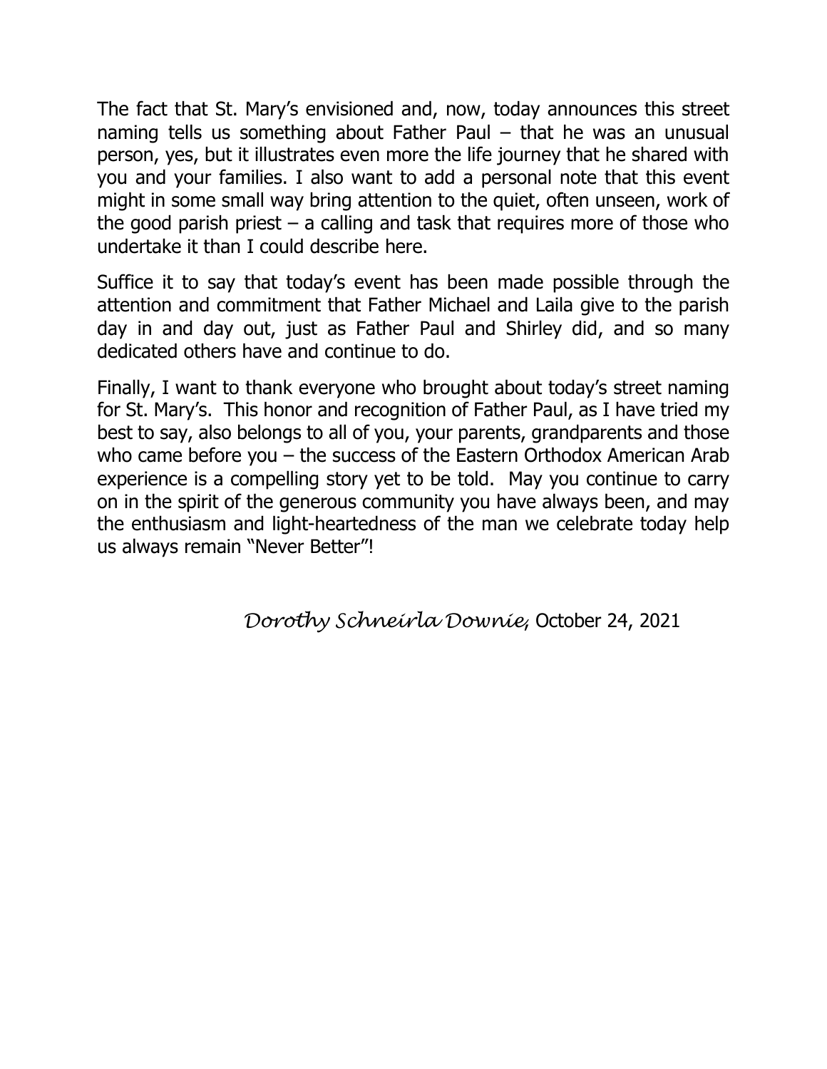The fact that St. Mary's envisioned and, now, today announces this street naming tells us something about Father Paul – that he was an unusual person, yes, but it illustrates even more the life journey that he shared with you and your families. I also want to add a personal note that this event might in some small way bring attention to the quiet, often unseen, work of the good parish priest – a calling and task that requires more of those who undertake it than I could describe here.

Suffice it to say that today's event has been made possible through the attention and commitment that Father Michael and Laila give to the parish day in and day out, just as Father Paul and Shirley did, and so many dedicated others have and continue to do.

Finally, I want to thank everyone who brought about today's street naming for St. Mary's. This honor and recognition of Father Paul, as I have tried my best to say, also belongs to all of you, your parents, grandparents and those who came before you – the success of the Eastern Orthodox American Arab experience is a compelling story yet to be told. May you continue to carry on in the spirit of the generous community you have always been, and may the enthusiasm and light-heartedness of the man we celebrate today help us always remain "Never Better"!

*Dorothy Schneirla Downie*, October 24, 2021